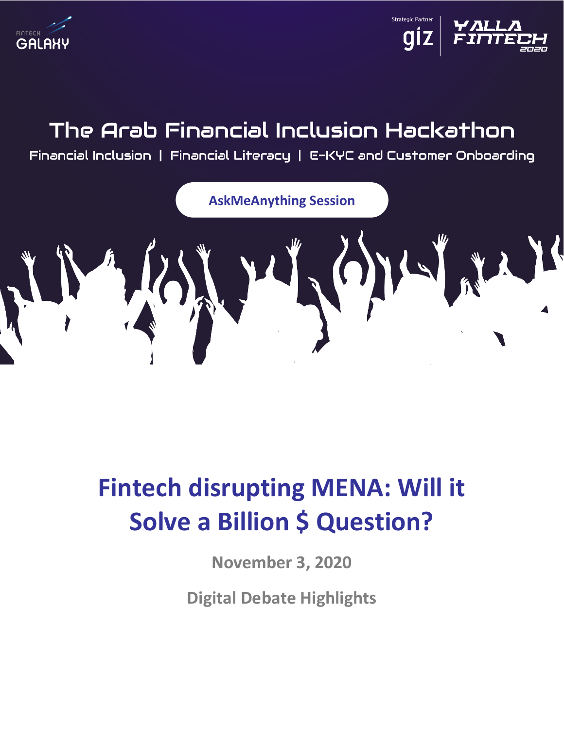FINTECH GALAXY

Strategic Partner giz | YALLA FINTECH 2020

# The Arab Financial Inclusion Hackathon

Financial Inclusion | Financial Literacy | E-KYC and Customer Onboarding

**AskMeAnything Session**

# Fintech disrupting MENA: Will it Solve a Billion $ Question?

**November 3, 2020**

**Digital Debate Highlights**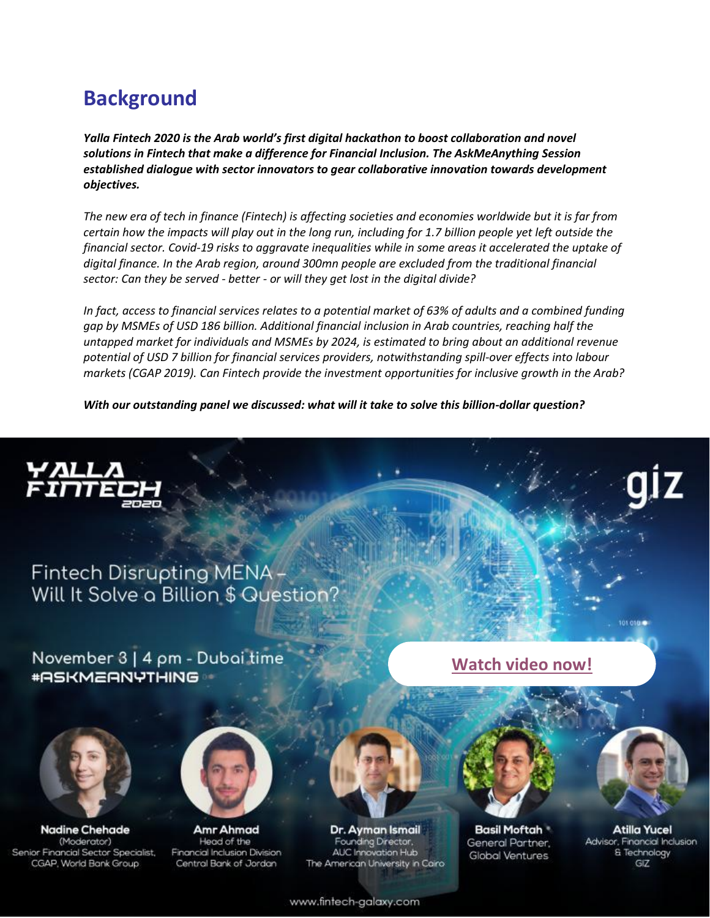## Background

***Yalla Fintech 2020 is the Arab world's first digital hackathon to boost collaboration and novel solutions in Fintech that make a difference for Financial Inclusion. The AskMeAnything Session established dialogue with sector innovators to gear collaborative innovation towards development objectives.***

*The new era of tech in finance (Fintech) is affecting societies and economies worldwide but it is far from certain how the impacts will play out in the long run, including for 1.7 billion people yet left outside the financial sector. Covid-19 risks to aggravate inequalities while in some areas it accelerated the uptake of digital finance. In the Arab region, around 300mn people are excluded from the traditional financial sector: Can they be served - better - or will they get lost in the digital divide?*

*In fact, access to financial services relates to a potential market of 63% of adults and a combined funding gap by MSMEs of USD 186 billion. Additional financial inclusion in Arab countries, reaching half the untapped market for individuals and MSMEs by 2024, is estimated to bring about an additional revenue potential of USD 7 billion for financial services providers, notwithstanding spill-over effects into labour markets (CGAP 2019). Can Fintech provide the investment opportunities for inclusive growth in the Arab?*

***With our outstanding panel we discussed: what will it take to solve this billion-dollar question?***

YALLA FINTECH 2020

giz

Fintech Disrupting MENA – Will It Solve a Billion $ Question?

November 3 | 4 pm - Dubai time
#ASKMEANYTHING

**Watch video now!**

**Nadine Chehade**
(Moderator)
Senior Financial Sector Specialist, CGAP, World Bank Group

**Amr Ahmad**
Head of the Financial Inclusion Division
Central Bank of Jordan

**Dr. Ayman Ismail**
Founding Director, AUC Innovation Hub
The American University in Cairo

**Basil Moftah**
General Partner, Global Ventures

**Atilla Yucel**
Advisor, Financial Inclusion & Technology
GIZ

www.fintech-galaxy.com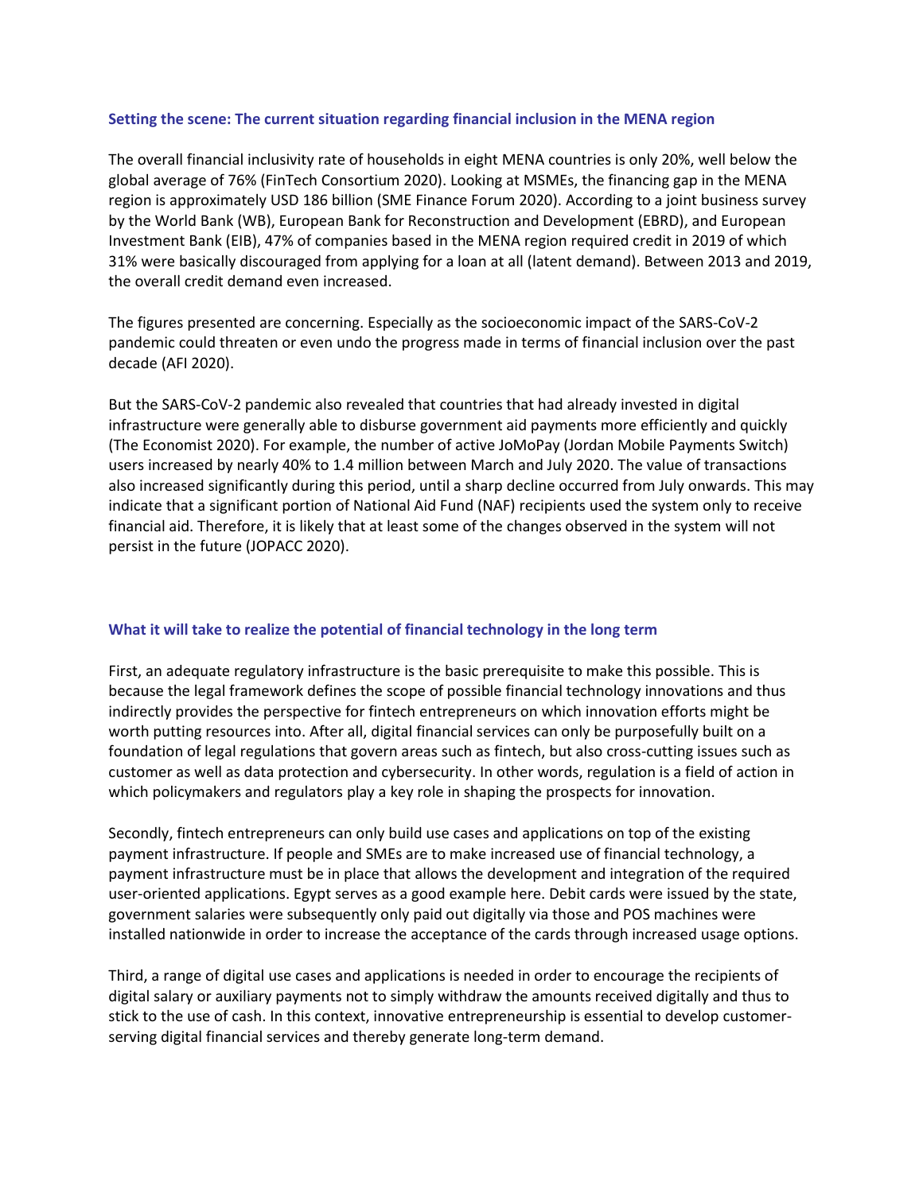## Setting the scene: The current situation regarding financial inclusion in the MENA region

The overall financial inclusivity rate of households in eight MENA countries is only 20%, well below the global average of 76% (FinTech Consortium 2020). Looking at MSMEs, the financing gap in the MENA region is approximately USD 186 billion (SME Finance Forum 2020). According to a joint business survey by the World Bank (WB), European Bank for Reconstruction and Development (EBRD), and European Investment Bank (EIB), 47% of companies based in the MENA region required credit in 2019 of which 31% were basically discouraged from applying for a loan at all (latent demand). Between 2013 and 2019, the overall credit demand even increased.

The figures presented are concerning. Especially as the socioeconomic impact of the SARS-CoV-2 pandemic could threaten or even undo the progress made in terms of financial inclusion over the past decade (AFI 2020).

But the SARS-CoV-2 pandemic also revealed that countries that had already invested in digital infrastructure were generally able to disburse government aid payments more efficiently and quickly (The Economist 2020). For example, the number of active JoMoPay (Jordan Mobile Payments Switch) users increased by nearly 40% to 1.4 million between March and July 2020. The value of transactions also increased significantly during this period, until a sharp decline occurred from July onwards. This may indicate that a significant portion of National Aid Fund (NAF) recipients used the system only to receive financial aid. Therefore, it is likely that at least some of the changes observed in the system will not persist in the future (JOPACC 2020).

## What it will take to realize the potential of financial technology in the long term

First, an adequate regulatory infrastructure is the basic prerequisite to make this possible. This is because the legal framework defines the scope of possible financial technology innovations and thus indirectly provides the perspective for fintech entrepreneurs on which innovation efforts might be worth putting resources into. After all, digital financial services can only be purposefully built on a foundation of legal regulations that govern areas such as fintech, but also cross-cutting issues such as customer as well as data protection and cybersecurity. In other words, regulation is a field of action in which policymakers and regulators play a key role in shaping the prospects for innovation.

Secondly, fintech entrepreneurs can only build use cases and applications on top of the existing payment infrastructure. If people and SMEs are to make increased use of financial technology, a payment infrastructure must be in place that allows the development and integration of the required user-oriented applications. Egypt serves as a good example here. Debit cards were issued by the state, government salaries were subsequently only paid out digitally via those and POS machines were installed nationwide in order to increase the acceptance of the cards through increased usage options.

Third, a range of digital use cases and applications is needed in order to encourage the recipients of digital salary or auxiliary payments not to simply withdraw the amounts received digitally and thus to stick to the use of cash. In this context, innovative entrepreneurship is essential to develop customer-serving digital financial services and thereby generate long-term demand.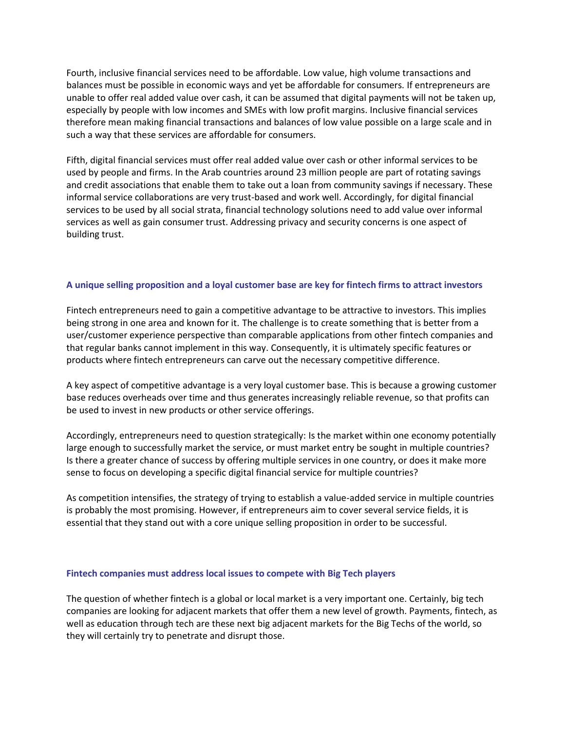Fourth, inclusive financial services need to be affordable. Low value, high volume transactions and balances must be possible in economic ways and yet be affordable for consumers. If entrepreneurs are unable to offer real added value over cash, it can be assumed that digital payments will not be taken up, especially by people with low incomes and SMEs with low profit margins. Inclusive financial services therefore mean making financial transactions and balances of low value possible on a large scale and in such a way that these services are affordable for consumers.

Fifth, digital financial services must offer real added value over cash or other informal services to be used by people and firms. In the Arab countries around 23 million people are part of rotating savings and credit associations that enable them to take out a loan from community savings if necessary. These informal service collaborations are very trust-based and work well. Accordingly, for digital financial services to be used by all social strata, financial technology solutions need to add value over informal services as well as gain consumer trust. Addressing privacy and security concerns is one aspect of building trust.

## A unique selling proposition and a loyal customer base are key for fintech firms to attract investors

Fintech entrepreneurs need to gain a competitive advantage to be attractive to investors. This implies being strong in one area and known for it. The challenge is to create something that is better from a user/customer experience perspective than comparable applications from other fintech companies and that regular banks cannot implement in this way. Consequently, it is ultimately specific features or products where fintech entrepreneurs can carve out the necessary competitive difference.

A key aspect of competitive advantage is a very loyal customer base. This is because a growing customer base reduces overheads over time and thus generates increasingly reliable revenue, so that profits can be used to invest in new products or other service offerings.

Accordingly, entrepreneurs need to question strategically: Is the market within one economy potentially large enough to successfully market the service, or must market entry be sought in multiple countries? Is there a greater chance of success by offering multiple services in one country, or does it make more sense to focus on developing a specific digital financial service for multiple countries?

As competition intensifies, the strategy of trying to establish a value-added service in multiple countries is probably the most promising. However, if entrepreneurs aim to cover several service fields, it is essential that they stand out with a core unique selling proposition in order to be successful.

## Fintech companies must address local issues to compete with Big Tech players

The question of whether fintech is a global or local market is a very important one. Certainly, big tech companies are looking for adjacent markets that offer them a new level of growth. Payments, fintech, as well as education through tech are these next big adjacent markets for the Big Techs of the world, so they will certainly try to penetrate and disrupt those.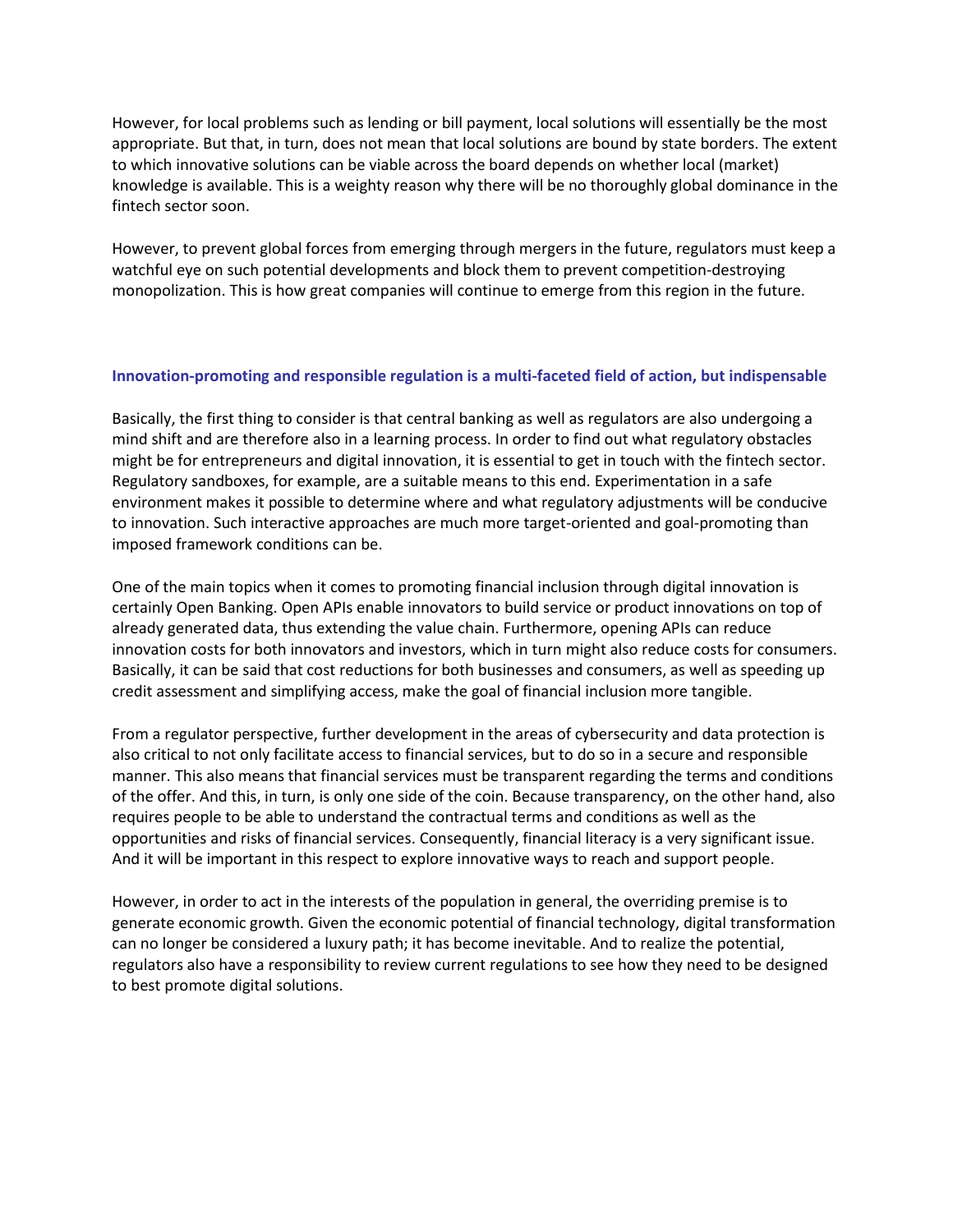However, for local problems such as lending or bill payment, local solutions will essentially be the most appropriate. But that, in turn, does not mean that local solutions are bound by state borders. The extent to which innovative solutions can be viable across the board depends on whether local (market) knowledge is available. This is a weighty reason why there will be no thoroughly global dominance in the fintech sector soon.

However, to prevent global forces from emerging through mergers in the future, regulators must keep a watchful eye on such potential developments and block them to prevent competition-destroying monopolization. This is how great companies will continue to emerge from this region in the future.

## Innovation-promoting and responsible regulation is a multi-faceted field of action, but indispensable

Basically, the first thing to consider is that central banking as well as regulators are also undergoing a mind shift and are therefore also in a learning process. In order to find out what regulatory obstacles might be for entrepreneurs and digital innovation, it is essential to get in touch with the fintech sector. Regulatory sandboxes, for example, are a suitable means to this end. Experimentation in a safe environment makes it possible to determine where and what regulatory adjustments will be conducive to innovation. Such interactive approaches are much more target-oriented and goal-promoting than imposed framework conditions can be.

One of the main topics when it comes to promoting financial inclusion through digital innovation is certainly Open Banking. Open APIs enable innovators to build service or product innovations on top of already generated data, thus extending the value chain. Furthermore, opening APIs can reduce innovation costs for both innovators and investors, which in turn might also reduce costs for consumers. Basically, it can be said that cost reductions for both businesses and consumers, as well as speeding up credit assessment and simplifying access, make the goal of financial inclusion more tangible.

From a regulator perspective, further development in the areas of cybersecurity and data protection is also critical to not only facilitate access to financial services, but to do so in a secure and responsible manner. This also means that financial services must be transparent regarding the terms and conditions of the offer. And this, in turn, is only one side of the coin. Because transparency, on the other hand, also requires people to be able to understand the contractual terms and conditions as well as the opportunities and risks of financial services. Consequently, financial literacy is a very significant issue. And it will be important in this respect to explore innovative ways to reach and support people.

However, in order to act in the interests of the population in general, the overriding premise is to generate economic growth. Given the economic potential of financial technology, digital transformation can no longer be considered a luxury path; it has become inevitable. And to realize the potential, regulators also have a responsibility to review current regulations to see how they need to be designed to best promote digital solutions.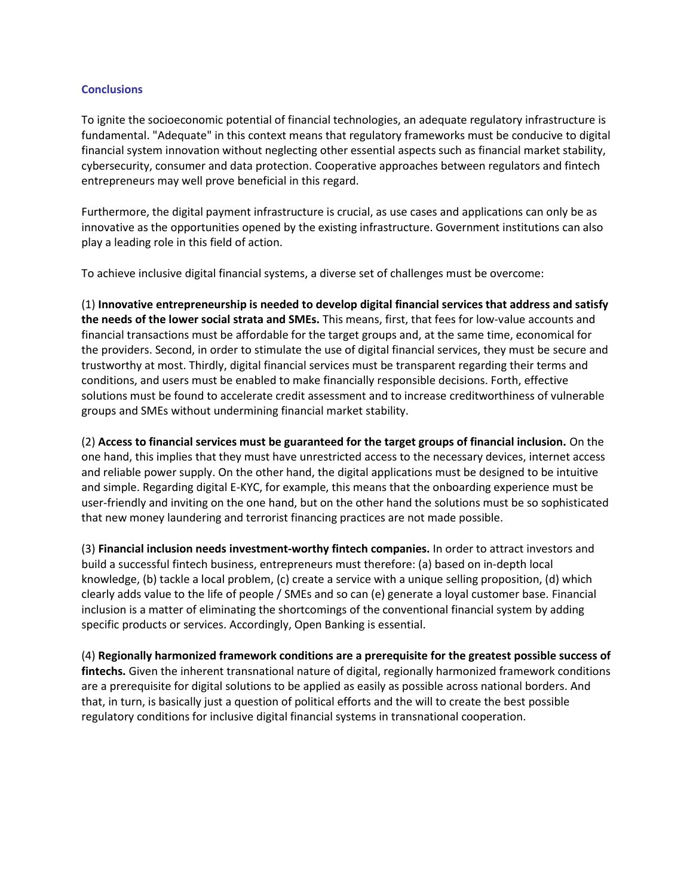## Conclusions

To ignite the socioeconomic potential of financial technologies, an adequate regulatory infrastructure is fundamental. "Adequate" in this context means that regulatory frameworks must be conducive to digital financial system innovation without neglecting other essential aspects such as financial market stability, cybersecurity, consumer and data protection. Cooperative approaches between regulators and fintech entrepreneurs may well prove beneficial in this regard.

Furthermore, the digital payment infrastructure is crucial, as use cases and applications can only be as innovative as the opportunities opened by the existing infrastructure. Government institutions can also play a leading role in this field of action.

To achieve inclusive digital financial systems, a diverse set of challenges must be overcome:

(1) **Innovative entrepreneurship is needed to develop digital financial services that address and satisfy the needs of the lower social strata and SMEs.** This means, first, that fees for low-value accounts and financial transactions must be affordable for the target groups and, at the same time, economical for the providers. Second, in order to stimulate the use of digital financial services, they must be secure and trustworthy at most. Thirdly, digital financial services must be transparent regarding their terms and conditions, and users must be enabled to make financially responsible decisions. Forth, effective solutions must be found to accelerate credit assessment and to increase creditworthiness of vulnerable groups and SMEs without undermining financial market stability.

(2) **Access to financial services must be guaranteed for the target groups of financial inclusion.** On the one hand, this implies that they must have unrestricted access to the necessary devices, internet access and reliable power supply. On the other hand, the digital applications must be designed to be intuitive and simple. Regarding digital E-KYC, for example, this means that the onboarding experience must be user-friendly and inviting on the one hand, but on the other hand the solutions must be so sophisticated that new money laundering and terrorist financing practices are not made possible.

(3) **Financial inclusion needs investment-worthy fintech companies.** In order to attract investors and build a successful fintech business, entrepreneurs must therefore: (a) based on in-depth local knowledge, (b) tackle a local problem, (c) create a service with a unique selling proposition, (d) which clearly adds value to the life of people / SMEs and so can (e) generate a loyal customer base. Financial inclusion is a matter of eliminating the shortcomings of the conventional financial system by adding specific products or services. Accordingly, Open Banking is essential.

(4) **Regionally harmonized framework conditions are a prerequisite for the greatest possible success of fintechs.** Given the inherent transnational nature of digital, regionally harmonized framework conditions are a prerequisite for digital solutions to be applied as easily as possible across national borders. And that, in turn, is basically just a question of political efforts and the will to create the best possible regulatory conditions for inclusive digital financial systems in transnational cooperation.